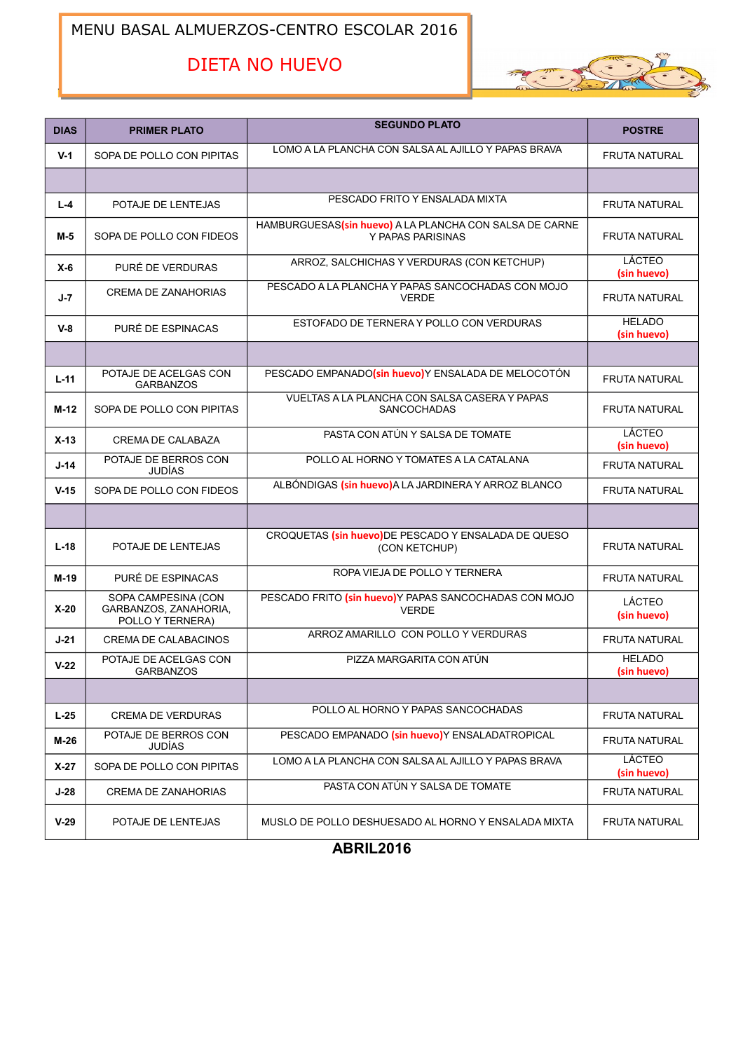# MENU BASAL ALMUERZOS-CENTRO ESCOLAR 2016

## DIETA NO HUEVO

| DIAS | PRIMER PLATO | SEGUNDO PLATO | POSTRE |
|---|---|---|---|
| V-1 | SOPA DE POLLO CON PIPITAS | LOMO A LA PLANCHA CON SALSA AL AJILLO Y PAPAS BRAVA | FRUTA NATURAL |
| | | | |
| L-4 | POTAJE DE LENTEJAS | PESCADO FRITO Y ENSALADA MIXTA | FRUTA NATURAL |
| M-5 | SOPA DE POLLO CON FIDEOS | HAMBURGUESAS(sin huevo) A LA PLANCHA CON SALSA DE CARNE Y PAPAS PARISINAS | FRUTA NATURAL |
| X-6 | PURÉ DE VERDURAS | ARROZ, SALCHICHAS Y VERDURAS (CON KETCHUP) | LÁCTEO (sin huevo) |
| J-7 | CREMA DE ZANAHORIAS | PESCADO A LA PLANCHA Y PAPAS SANCOCHADAS CON MOJO VERDE | FRUTA NATURAL |
| V-8 | PURÉ DE ESPINACAS | ESTOFADO DE TERNERA Y POLLO CON VERDURAS | HELADO (sin huevo) |
| | | | |
| L-11 | POTAJE DE ACELGAS CON GARBANZOS | PESCADO EMPANADO(sin huevo)Y ENSALADA DE MELOCOTÓN | FRUTA NATURAL |
| M-12 | SOPA DE POLLO CON PIPITAS | VUELTAS A LA PLANCHA CON SALSA CASERA Y PAPAS SANCOCHADAS | FRUTA NATURAL |
| X-13 | CREMA DE CALABAZA | PASTA CON ATÚN Y SALSA DE TOMATE | LÁCTEO (sin huevo) |
| J-14 | POTAJE DE BERROS CON JUDÍAS | POLLO AL HORNO Y TOMATES A LA CATALANA | FRUTA NATURAL |
| V-15 | SOPA DE POLLO CON FIDEOS | ALBÓNDIGAS (sin huevo)A LA JARDINERA Y ARROZ BLANCO | FRUTA NATURAL |
| | | | |
| L-18 | POTAJE DE LENTEJAS | CROQUETAS (sin huevo)DE PESCADO Y ENSALADA DE QUESO (CON KETCHUP) | FRUTA NATURAL |
| M-19 | PURÉ DE ESPINACAS | ROPA VIEJA DE POLLO Y TERNERA | FRUTA NATURAL |
| X-20 | SOPA CAMPESINA (CON GARBANZOS, ZANAHORIA, POLLO Y TERNERA) | PESCADO FRITO (sin huevo)Y PAPAS SANCOCHADAS CON MOJO VERDE | LÁCTEO (sin huevo) |
| J-21 | CREMA DE CALABACINOS | ARROZ AMARILLO CON POLLO Y VERDURAS | FRUTA NATURAL |
| V-22 | POTAJE DE ACELGAS CON GARBANZOS | PIZZA MARGARITA CON ATÚN | HELADO (sin huevo) |
| | | | |
| L-25 | CREMA DE VERDURAS | POLLO AL HORNO Y PAPAS SANCOCHADAS | FRUTA NATURAL |
| M-26 | POTAJE DE BERROS CON JUDÍAS | PESCADO EMPANADO (sin huevo)Y ENSALADATROPICAL | FRUTA NATURAL |
| X-27 | SOPA DE POLLO CON PIPITAS | LOMO A LA PLANCHA CON SALSA AL AJILLO Y PAPAS BRAVA | LÁCTEO (sin huevo) |
| J-28 | CREMA DE ZANAHORIAS | PASTA CON ATÚN Y SALSA DE TOMATE | FRUTA NATURAL |
| V-29 | POTAJE DE LENTEJAS | MUSLO DE POLLO DESHUESADO AL HORNO Y ENSALADA MIXTA | FRUTA NATURAL |

**ABRIL2016**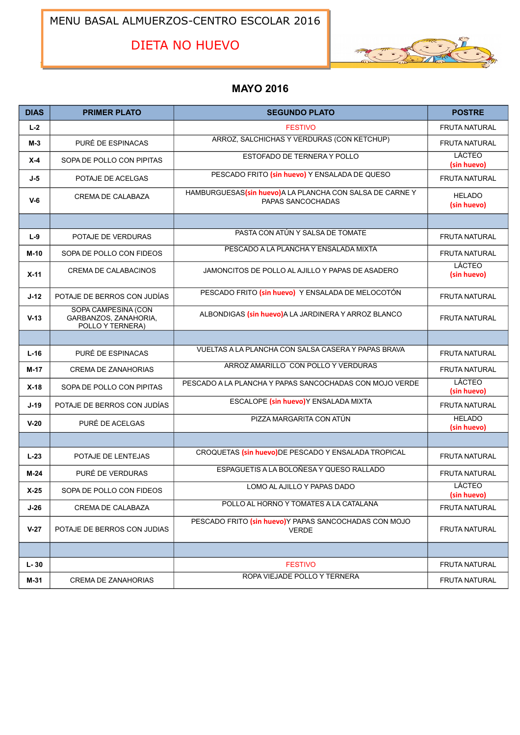# MENU BASAL ALMUERZOS-CENTRO ESCOLAR 2016

## DIETA NO HUEVO

## MAYO 2016

| DIAS | PRIMER PLATO | SEGUNDO PLATO | POSTRE |
|---|---|---|---|
| L-2 | | FESTIVO | FRUTA NATURAL |
| M-3 | PURÉ DE ESPINACAS | ARROZ, SALCHICHAS Y VERDURAS (CON KETCHUP) | FRUTA NATURAL |
| X-4 | SOPA DE POLLO CON PIPITAS | ESTOFADO DE TERNERA Y POLLO | LÁCTEO (sin huevo) |
| J-5 | POTAJE DE ACELGAS | PESCADO FRITO (sin huevo) Y ENSALADA DE QUESO | FRUTA NATURAL |
| V-6 | CREMA DE CALABAZA | HAMBURGUESAS(sin huevo)A LA PLANCHA CON SALSA DE CARNE Y PAPAS SANCOCHADAS | HELADO (sin huevo) |
| | | | |
| L-9 | POTAJE DE VERDURAS | PASTA CON ATÚN Y SALSA DE TOMATE | FRUTA NATURAL |
| M-10 | SOPA DE POLLO CON FIDEOS | PESCADO A LA PLANCHA Y ENSALADA MIXTA | FRUTA NATURAL |
| X-11 | CREMA DE CALABACINOS | JAMONCITOS DE POLLO AL AJILLO Y PAPAS DE ASADERO | LÁCTEO (sin huevo) |
| J-12 | POTAJE DE BERROS CON JUDÍAS | PESCADO FRITO (sin huevo) Y ENSALADA DE MELOCOTÓN | FRUTA NATURAL |
| V-13 | SOPA CAMPESINA (CON GARBANZOS, ZANAHORIA, POLLO Y TERNERA) | ALBONDIGAS (sin huevo)A LA JARDINERA Y ARROZ BLANCO | FRUTA NATURAL |
| | | | |
| L-16 | PURÉ DE ESPINACAS | VUELTAS A LA PLANCHA CON SALSA CASERA Y PAPAS BRAVA | FRUTA NATURAL |
| M-17 | CREMA DE ZANAHORIAS | ARROZ AMARILLO CON POLLO Y VERDURAS | FRUTA NATURAL |
| X-18 | SOPA DE POLLO CON PIPITAS | PESCADO A LA PLANCHA Y PAPAS SANCOCHADAS CON MOJO VERDE | LÁCTEO (sin huevo) |
| J-19 | POTAJE DE BERROS CON JUDÍAS | ESCALOPE (sin huevo)Y ENSALADA MIXTA | FRUTA NATURAL |
| V-20 | PURÉ DE ACELGAS | PIZZA MARGARITA CON ATÚN | HELADO (sin huevo) |
| | | | |
| L-23 | POTAJE DE LENTEJAS | CROQUETAS (sin huevo)DE PESCADO Y ENSALADA TROPICAL | FRUTA NATURAL |
| M-24 | PURÉ DE VERDURAS | ESPAGUETIS A LA BOLOÑESA Y QUESO RALLADO | FRUTA NATURAL |
| X-25 | SOPA DE POLLO CON FIDEOS | LOMO AL AJILLO Y PAPAS DADO | LÁCTEO (sin huevo) |
| J-26 | CREMA DE CALABAZA | POLLO AL HORNO Y TOMATES A LA CATALANA | FRUTA NATURAL |
| V-27 | POTAJE DE BERROS CON JUDIAS | PESCADO FRITO (sin huevo)Y PAPAS SANCOCHADAS CON MOJO VERDE | FRUTA NATURAL |
| | | | |
| L- 30 | | FESTIVO | FRUTA NATURAL |
| M-31 | CREMA DE ZANAHORIAS | ROPA VIEJADE POLLO Y TERNERA | FRUTA NATURAL |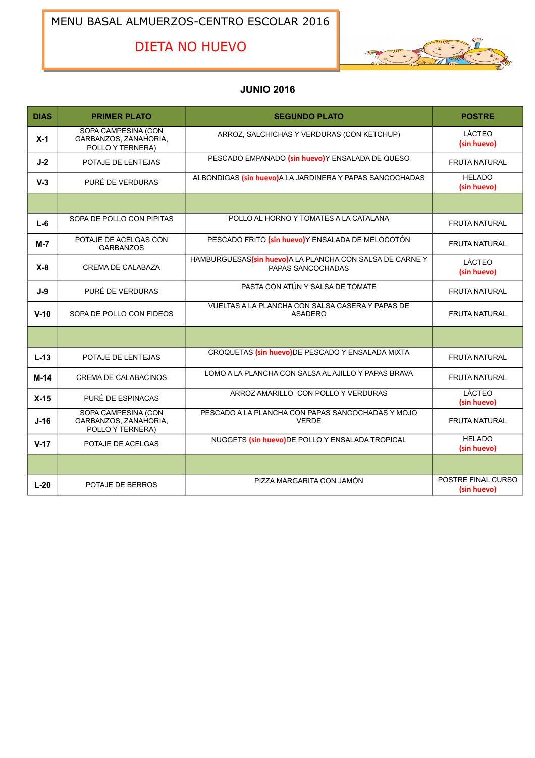# MENU BASAL ALMUERZOS-CENTRO ESCOLAR 2016

## DIETA NO HUEVO

### JUNIO 2016

| DIAS | PRIMER PLATO | SEGUNDO PLATO | POSTRE |
|---|---|---|---|
| X-1 | SOPA CAMPESINA (CON GARBANZOS, ZANAHORIA, POLLO Y TERNERA) | ARROZ, SALCHICHAS Y VERDURAS (CON KETCHUP) | LÁCTEO (sin huevo) |
| J-2 | POTAJE DE LENTEJAS | PESCADO EMPANADO (sin huevo)Y ENSALADA DE QUESO | FRUTA NATURAL |
| V-3 | PURÉ DE VERDURAS | ALBÓNDIGAS (sin huevo)A LA JARDINERA Y PAPAS SANCOCHADAS | HELADO (sin huevo) |
| | | | |
| L-6 | SOPA DE POLLO CON PIPITAS | POLLO AL HORNO Y TOMATES A LA CATALANA | FRUTA NATURAL |
| M-7 | POTAJE DE ACELGAS CON GARBANZOS | PESCADO FRITO (sin huevo)Y ENSALADA DE MELOCOTÓN | FRUTA NATURAL |
| X-8 | CREMA DE CALABAZA | HAMBURGUESAS(sin huevo)A LA PLANCHA CON SALSA DE CARNE Y PAPAS SANCOCHADAS | LÁCTEO (sin huevo) |
| J-9 | PURÉ DE VERDURAS | PASTA CON ATÚN Y SALSA DE TOMATE | FRUTA NATURAL |
| V-10 | SOPA DE POLLO CON FIDEOS | VUELTAS A LA PLANCHA CON SALSA CASERA Y PAPAS DE ASADERO | FRUTA NATURAL |
| | | | |
| L-13 | POTAJE DE LENTEJAS | CROQUETAS (sin huevo)DE PESCADO Y ENSALADA MIXTA | FRUTA NATURAL |
| M-14 | CREMA DE CALABACINOS | LOMO A LA PLANCHA CON SALSA AL AJILLO Y PAPAS BRAVA | FRUTA NATURAL |
| X-15 | PURÉ DE ESPINACAS | ARROZ AMARILLO CON POLLO Y VERDURAS | LÁCTEO (sin huevo) |
| J-16 | SOPA CAMPESINA (CON GARBANZOS, ZANAHORIA, POLLO Y TERNERA) | PESCADO A LA PLANCHA CON PAPAS SANCOCHADAS Y MOJO VERDE | FRUTA NATURAL |
| V-17 | POTAJE DE ACELGAS | NUGGETS (sin huevo)DE POLLO Y ENSALADA TROPICAL | HELADO (sin huevo) |
| | | | |
| L-20 | POTAJE DE BERROS | PIZZA MARGARITA CON JAMÓN | POSTRE FINAL CURSO (sin huevo) |